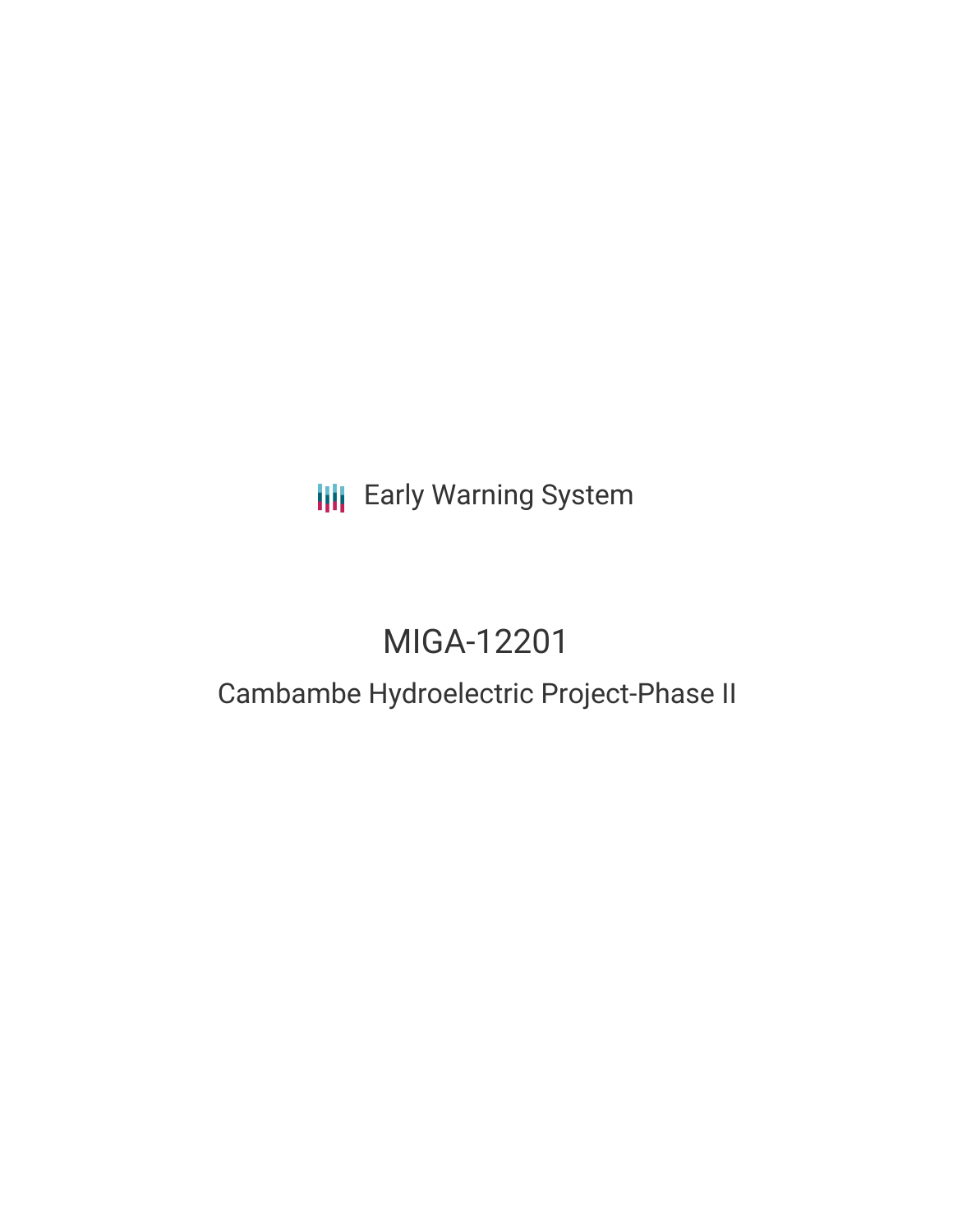Early Warning System

# MIGA-12201

## Cambambe Hydroelectric Project-Phase II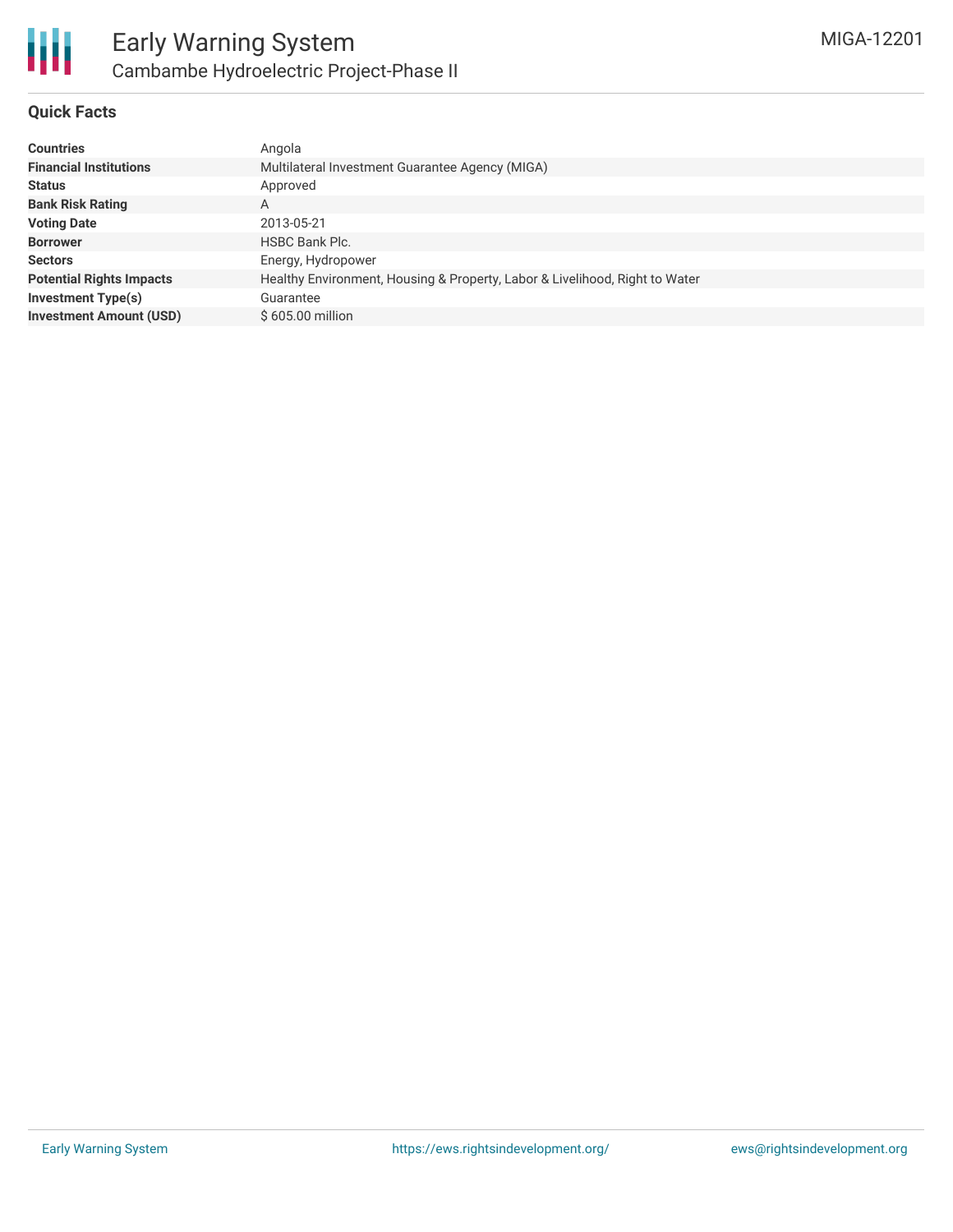# Early Warning System

## Cambambe Hydroelectric Project-Phase II

MIGA-12201

### Quick Facts

| | |
|---|---|
| **Countries** | Angola |
| **Financial Institutions** | Multilateral Investment Guarantee Agency (MIGA) |
| **Status** | Approved |
| **Bank Risk Rating** | A |
| **Voting Date** | 2013-05-21 |
| **Borrower** | HSBC Bank Plc. |
| **Sectors** | Energy, Hydropower |
| **Potential Rights Impacts** | Healthy Environment, Housing & Property, Labor & Livelihood, Right to Water |
| **Investment Type(s)** | Guarantee |
| **Investment Amount (USD)** | $ 605.00 million |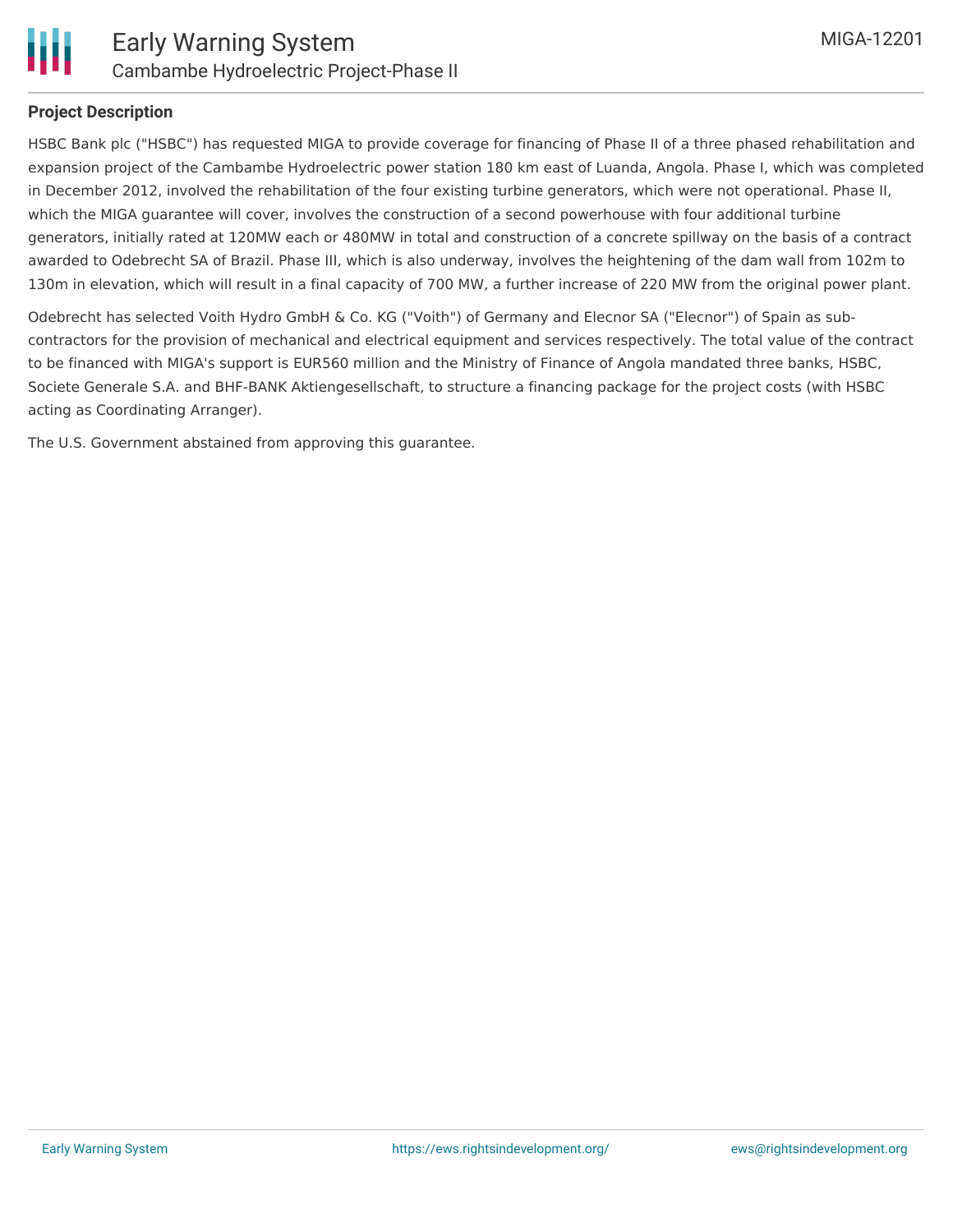## Project Description

HSBC Bank plc ("HSBC") has requested MIGA to provide coverage for financing of Phase II of a three phased rehabilitation and expansion project of the Cambambe Hydroelectric power station 180 km east of Luanda, Angola. Phase I, which was completed in December 2012, involved the rehabilitation of the four existing turbine generators, which were not operational. Phase II, which the MIGA guarantee will cover, involves the construction of a second powerhouse with four additional turbine generators, initially rated at 120MW each or 480MW in total and construction of a concrete spillway on the basis of a contract awarded to Odebrecht SA of Brazil. Phase III, which is also underway, involves the heightening of the dam wall from 102m to 130m in elevation, which will result in a final capacity of 700 MW, a further increase of 220 MW from the original power plant.

Odebrecht has selected Voith Hydro GmbH & Co. KG ("Voith") of Germany and Elecnor SA ("Elecnor") of Spain as sub-contractors for the provision of mechanical and electrical equipment and services respectively. The total value of the contract to be financed with MIGA's support is EUR560 million and the Ministry of Finance of Angola mandated three banks, HSBC, Societe Generale S.A. and BHF-BANK Aktiengesellschaft, to structure a financing package for the project costs (with HSBC acting as Coordinating Arranger).

The U.S. Government abstained from approving this guarantee.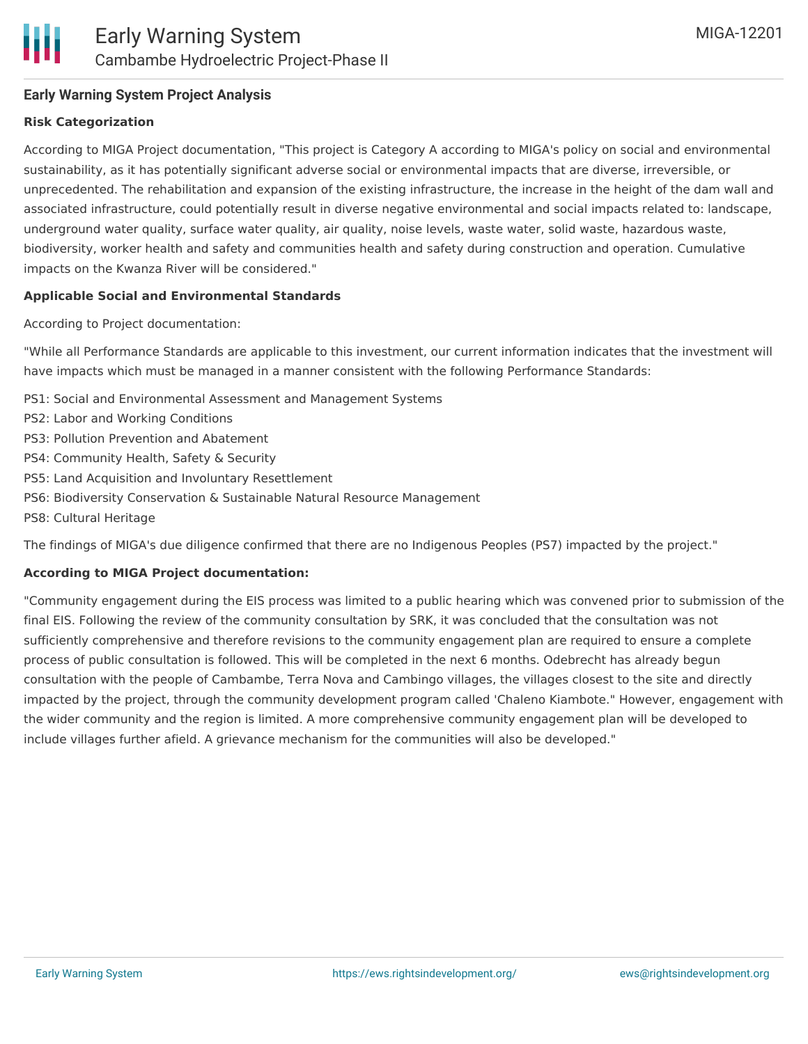**Early Warning System Project Analysis**

**Risk Categorization**

According to MIGA Project documentation, "This project is Category A according to MIGA's policy on social and environmental sustainability, as it has potentially significant adverse social or environmental impacts that are diverse, irreversible, or unprecedented. The rehabilitation and expansion of the existing infrastructure, the increase in the height of the dam wall and associated infrastructure, could potentially result in diverse negative environmental and social impacts related to: landscape, underground water quality, surface water quality, air quality, noise levels, waste water, solid waste, hazardous waste, biodiversity, worker health and safety and communities health and safety during construction and operation. Cumulative impacts on the Kwanza River will be considered."

**Applicable Social and Environmental Standards**

According to Project documentation:

"While all Performance Standards are applicable to this investment, our current information indicates that the investment will have impacts which must be managed in a manner consistent with the following Performance Standards:

PS1: Social and Environmental Assessment and Management Systems
PS2: Labor and Working Conditions
PS3: Pollution Prevention and Abatement
PS4: Community Health, Safety & Security
PS5: Land Acquisition and Involuntary Resettlement
PS6: Biodiversity Conservation & Sustainable Natural Resource Management
PS8: Cultural Heritage

The findings of MIGA's due diligence confirmed that there are no Indigenous Peoples (PS7) impacted by the project."

**According to MIGA Project documentation:**

"Community engagement during the EIS process was limited to a public hearing which was convened prior to submission of the final EIS. Following the review of the community consultation by SRK, it was concluded that the consultation was not sufficiently comprehensive and therefore revisions to the community engagement plan are required to ensure a complete process of public consultation is followed. This will be completed in the next 6 months. Odebrecht has already begun consultation with the people of Cambambe, Terra Nova and Cambingo villages, the villages closest to the site and directly impacted by the project, through the community development program called 'Chaleno Kiambote." However, engagement with the wider community and the region is limited. A more comprehensive community engagement plan will be developed to include villages further afield. A grievance mechanism for the communities will also be developed."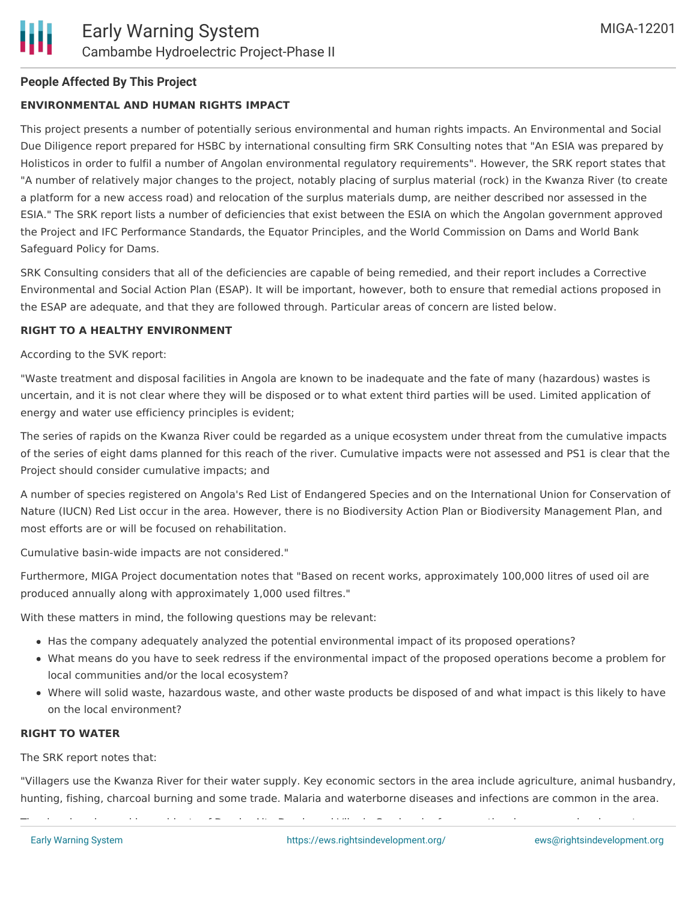### People Affected By This Project

#### ENVIRONMENTAL AND HUMAN RIGHTS IMPACT

This project presents a number of potentially serious environmental and human rights impacts. An Environmental and Social Due Diligence report prepared for HSBC by international consulting firm SRK Consulting notes that "An ESIA was prepared by Holisticos in order to fulfil a number of Angolan environmental regulatory requirements". However, the SRK report states that "A number of relatively major changes to the project, notably placing of surplus material (rock) in the Kwanza River (to create a platform for a new access road) and relocation of the surplus materials dump, are neither described nor assessed in the ESIA." The SRK report lists a number of deficiencies that exist between the ESIA on which the Angolan government approved the Project and IFC Performance Standards, the Equator Principles, and the World Commission on Dams and World Bank Safeguard Policy for Dams.

SRK Consulting considers that all of the deficiencies are capable of being remedied, and their report includes a Corrective Environmental and Social Action Plan (ESAP). It will be important, however, both to ensure that remedial actions proposed in the ESAP are adequate, and that they are followed through. Particular areas of concern are listed below.

#### RIGHT TO A HEALTHY ENVIRONMENT

According to the SVK report:

"Waste treatment and disposal facilities in Angola are known to be inadequate and the fate of many (hazardous) wastes is uncertain, and it is not clear where they will be disposed or to what extent third parties will be used. Limited application of energy and water use efficiency principles is evident;

The series of rapids on the Kwanza River could be regarded as a unique ecosystem under threat from the cumulative impacts of the series of eight dams planned for this reach of the river. Cumulative impacts were not assessed and PS1 is clear that the Project should consider cumulative impacts; and

A number of species registered on Angola's Red List of Endangered Species and on the International Union for Conservation of Nature (IUCN) Red List occur in the area. However, there is no Biodiversity Action Plan or Biodiversity Management Plan, and most efforts are or will be focused on rehabilitation.

Cumulative basin-wide impacts are not considered."

Furthermore, MIGA Project documentation notes that "Based on recent works, approximately 100,000 litres of used oil are produced annually along with approximately 1,000 used filtres."

With these matters in mind, the following questions may be relevant:

- Has the company adequately analyzed the potential environmental impact of its proposed operations?
- What means do you have to seek redress if the environmental impact of the proposed operations become a problem for local communities and/or the local ecosystem?
- Where will solid waste, hazardous waste, and other waste products be disposed of and what impact is this likely to have on the local environment?

#### RIGHT TO WATER

The SRK report notes that:

"Villagers use the Kwanza River for their water supply. Key economic sectors in the area include agriculture, animal husbandry, hunting, fishing, charcoal burning and some trade. Malaria and waterborne diseases and infections are common in the area.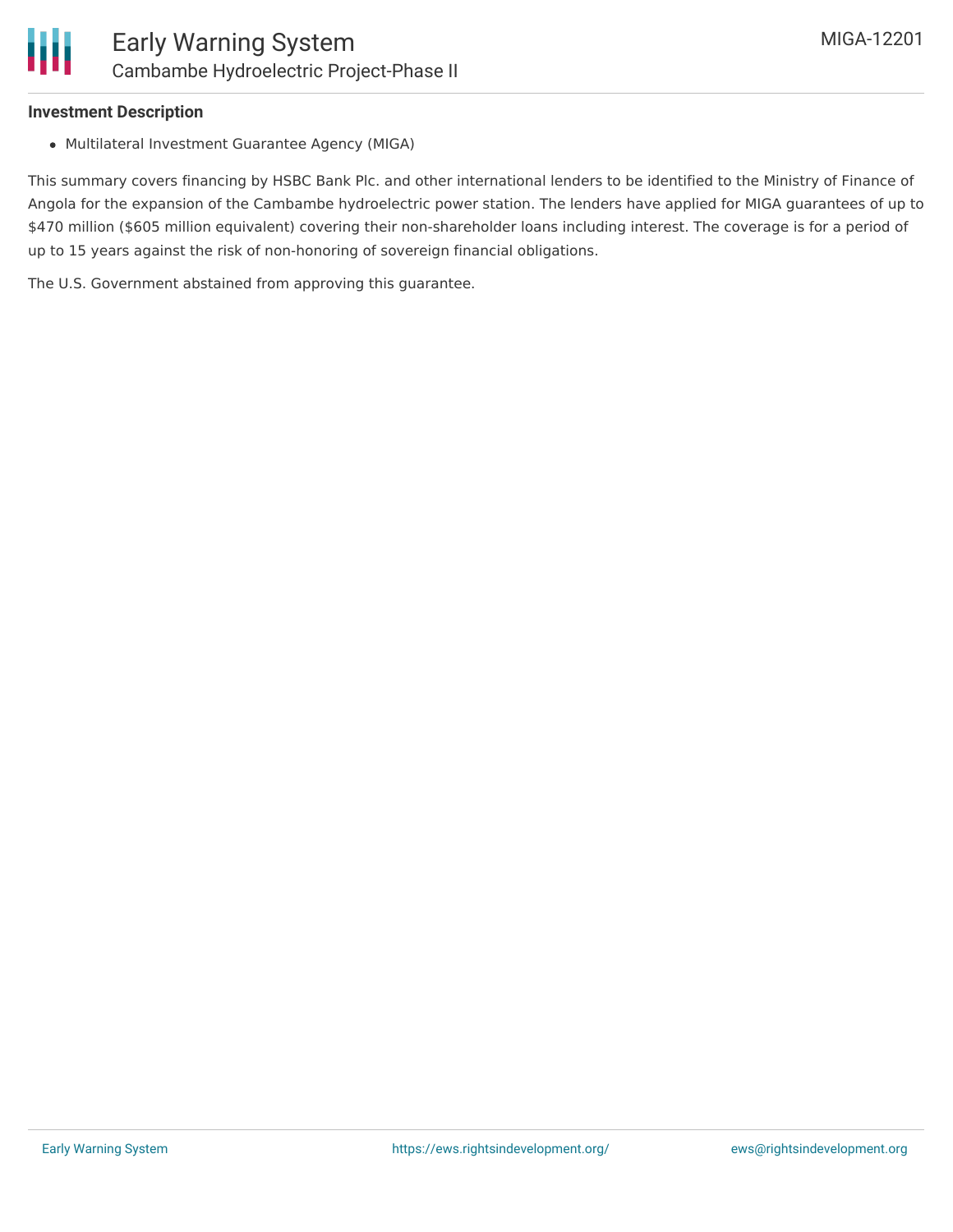**Investment Description**

- Multilateral Investment Guarantee Agency (MIGA)

This summary covers financing by HSBC Bank Plc. and other international lenders to be identified to the Ministry of Finance of Angola for the expansion of the Cambambe hydroelectric power station. The lenders have applied for MIGA guarantees of up to $470 million ($605 million equivalent) covering their non-shareholder loans including interest. The coverage is for a period of up to 15 years against the risk of non-honoring of sovereign financial obligations.

The U.S. Government abstained from approving this guarantee.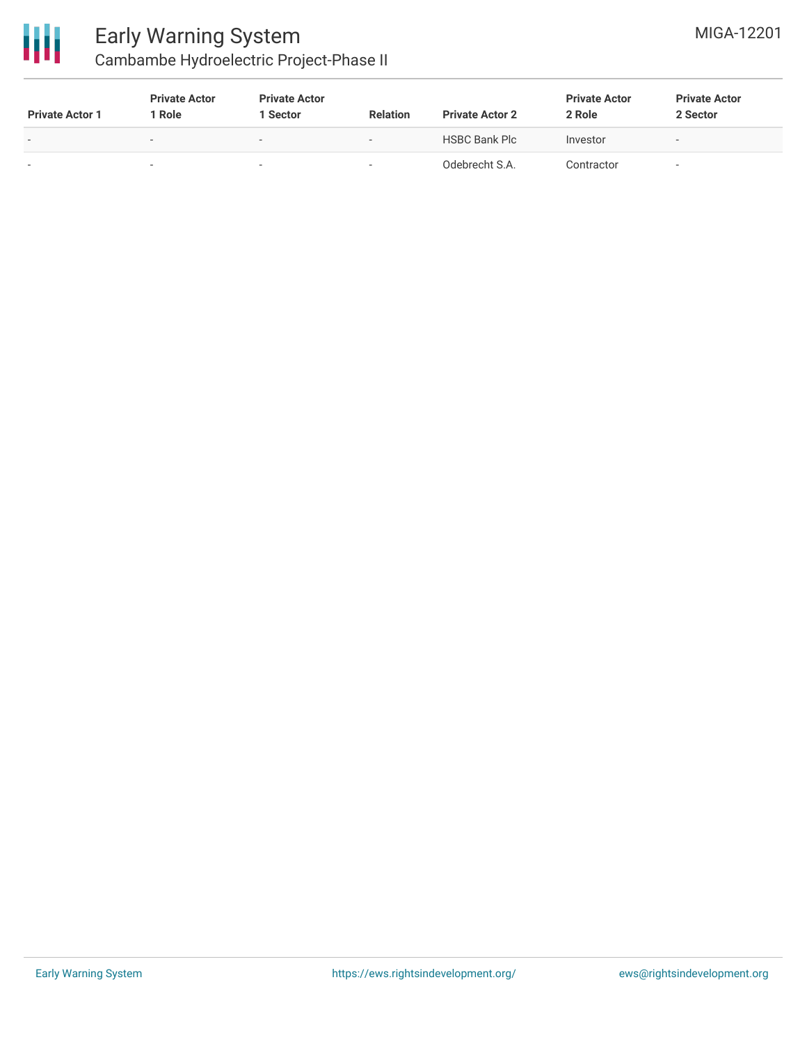| Private Actor 1 | Private Actor 1 Role | Private Actor 1 Sector | Relation | Private Actor 2 | Private Actor 2 Role | Private Actor 2 Sector |
|---|---|---|---|---|---|---|
| - | - | - | - | HSBC Bank Plc | Investor | - |
| - | - | - | - | Odebrecht S.A. | Contractor | - |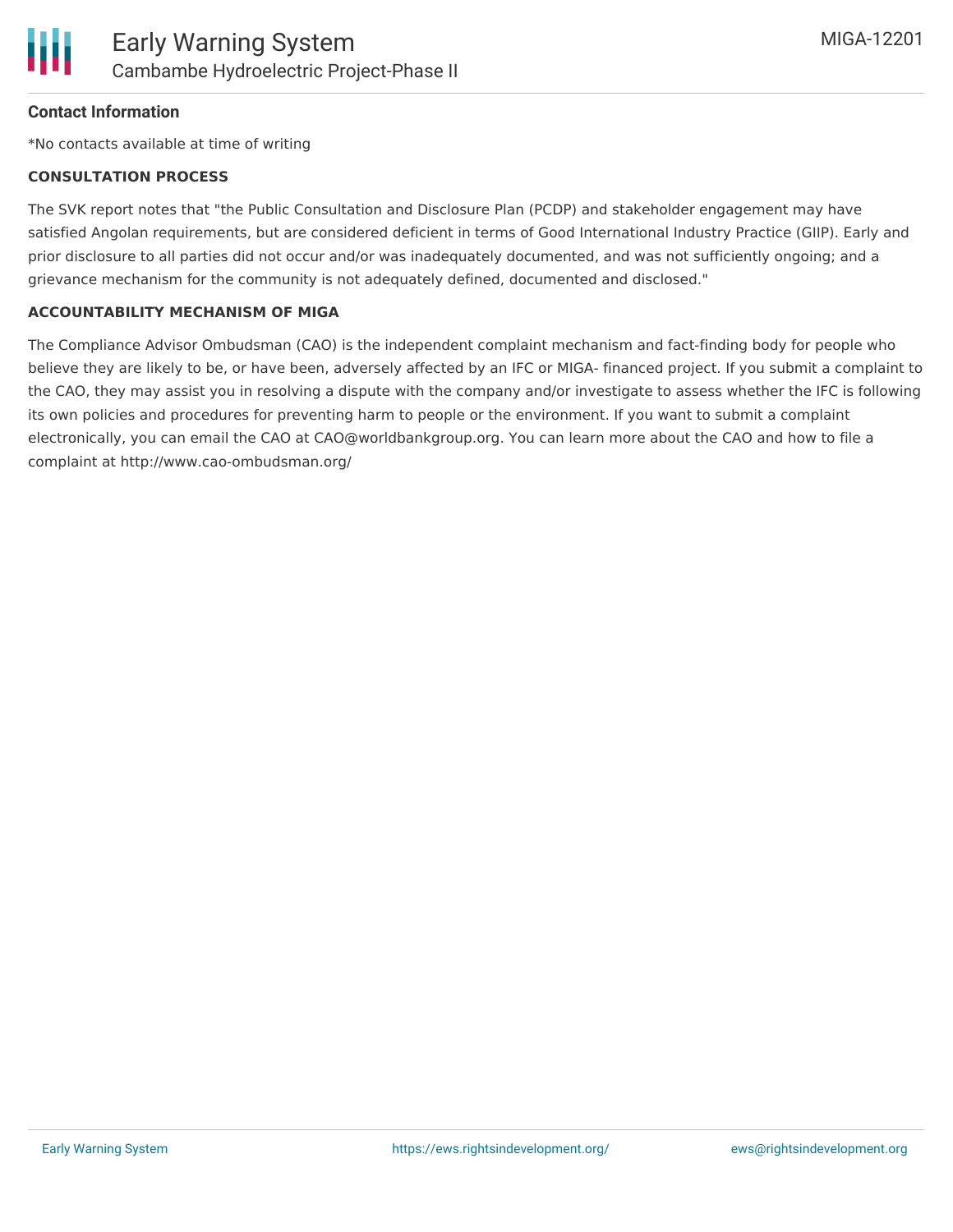**Contact Information**

*No contacts available at time of writing

**CONSULTATION PROCESS**

The SVK report notes that "the Public Consultation and Disclosure Plan (PCDP) and stakeholder engagement may have satisfied Angolan requirements, but are considered deficient in terms of Good International Industry Practice (GIIP). Early and prior disclosure to all parties did not occur and/or was inadequately documented, and was not sufficiently ongoing; and a grievance mechanism for the community is not adequately defined, documented and disclosed."

**ACCOUNTABILITY MECHANISM OF MIGA**

The Compliance Advisor Ombudsman (CAO) is the independent complaint mechanism and fact-finding body for people who believe they are likely to be, or have been, adversely affected by an IFC or MIGA- financed project. If you submit a complaint to the CAO, they may assist you in resolving a dispute with the company and/or investigate to assess whether the IFC is following its own policies and procedures for preventing harm to people or the environment. If you want to submit a complaint electronically, you can email the CAO at CAO@worldbankgroup.org. You can learn more about the CAO and how to file a complaint at http://www.cao-ombudsman.org/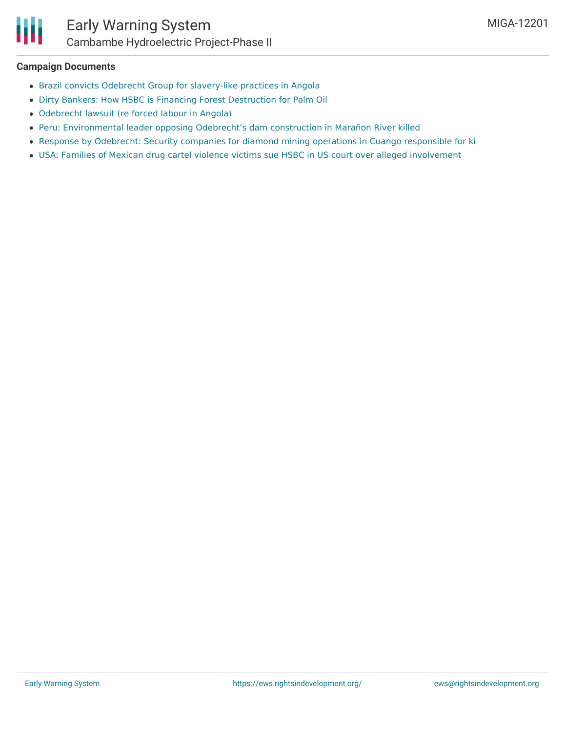**Campaign Documents**

- Brazil convicts Odebrecht Group for slavery-like practices in Angola
- Dirty Bankers: How HSBC is Financing Forest Destruction for Palm Oil
- Odebrecht lawsuit (re forced labour in Angola)
- Peru: Environmental leader opposing Odebrecht's dam construction in Marañon River killed
- Response by Odebrecht: Security companies for diamond mining operations in Cuango responsible for ki
- USA: Families of Mexican drug cartel violence victims sue HSBC in US court over alleged involvement